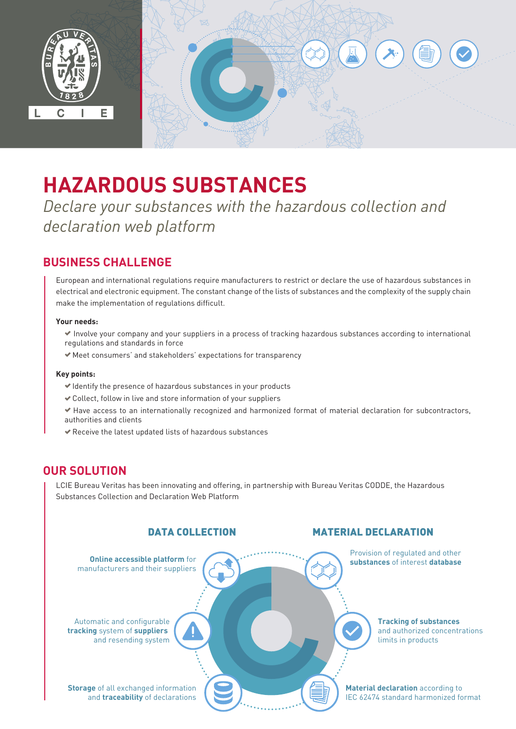# HAZARDOUS SUBSTANCES

*Declare your substances with the hazardous collection and declaration web platform*

## BUSINESS CHALLENGE

European and international regulations require manufacturers to restrict or declare the use of hazardous substances in electrical and electronic equipment. The constant change of the lists of substances and the complexity of the supply chain make the implementation of regulations difficult.

**Your needs:**

- ✔ Involve your company and your suppliers in a process of tracking hazardous substances according to international regulations and standards in force
- ✔ Meet consumers' and stakeholders' expectations for transparency

**Key points:**

- ✔ Identify the presence of hazardous substances in your products
- ✔ Collect, follow in live and store information of your suppliers
- ✔ Have access to an internationally recognized and harmonized format of material declaration for subcontractors, authorities and clients
- ✔ Receive the latest updated lists of hazardous substances

## OUR SOLUTION

LCIE Bureau Veritas has been innovating and offering, in partnership with Bureau Veritas CODDE, the Hazardous Substances Collection and Declaration Web Platform

### DATA COLLECTION

- **Online accessible platform** for manufacturers and their suppliers
- Automatic and configurable **tracking** system of **suppliers** and resending system
- **Storage** of all exchanged information and **traceability** of declarations

### MATERIAL DECLARATION

- Provision of regulated and other **substances** of interest **database**
- **Tracking of substances** and authorized concentrations limits in products
- **Material declaration** according to IEC 62474 standard harmonized format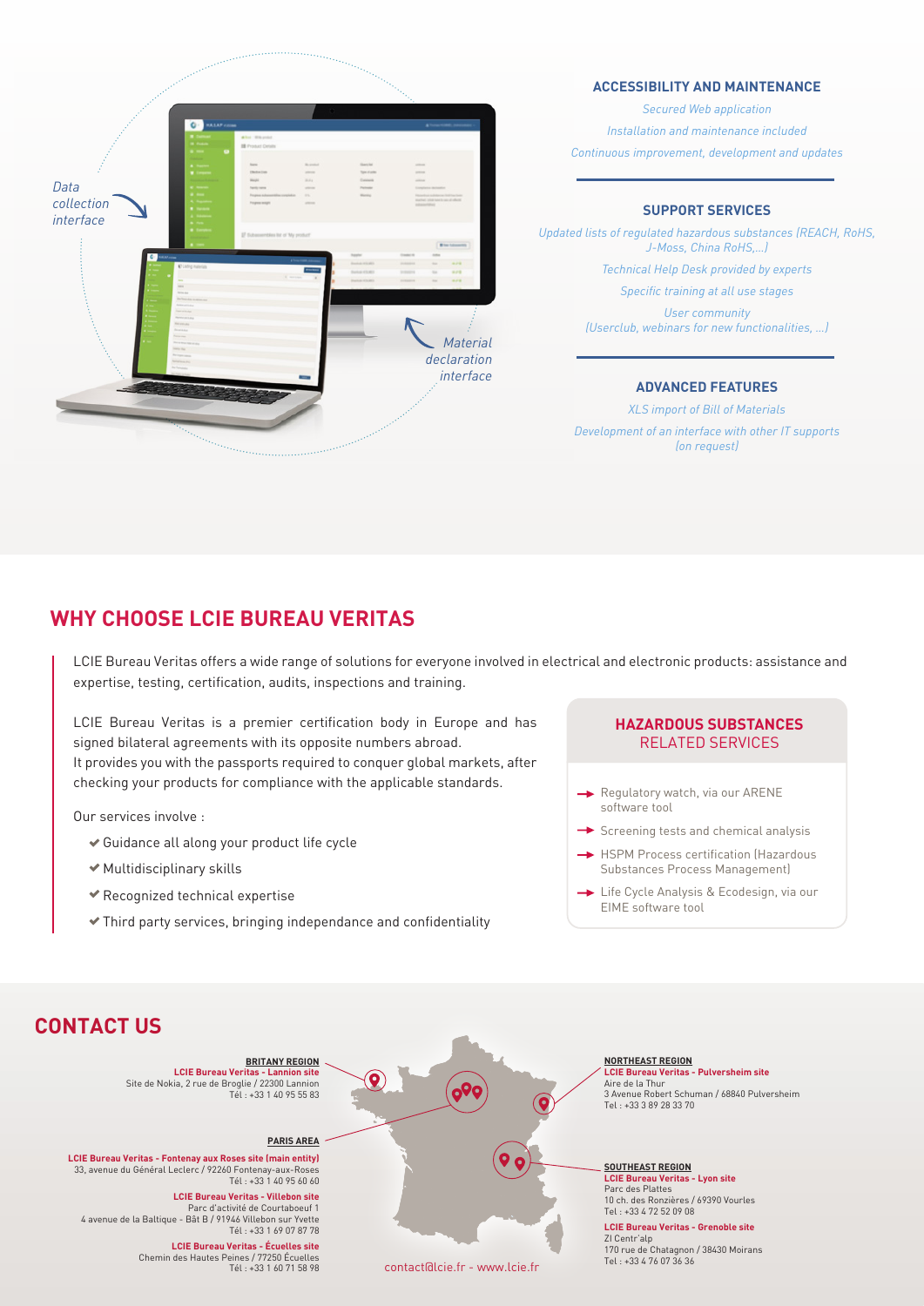Data collection interface

Material declaration interface

### ACCESSIBILITY AND MAINTENANCE

*Secured Web application*

*Installation and maintenance included*

*Continuous improvement, development and updates*

### SUPPORT SERVICES

*Updated lists of regulated hazardous substances (REACH, RoHS, J-Moss, China RoHS,...)*

*Technical Help Desk provided by experts*

*Specific training at all use stages*

*User community (Userclub, webinars for new functionalities, ...)*

### ADVANCED FEATURES

*XLS import of Bill of Materials*

*Development of an interface with other IT supports (on request)*

## WHY CHOOSE LCIE BUREAU VERITAS

LCIE Bureau Veritas offers a wide range of solutions for everyone involved in electrical and electronic products: assistance and expertise, testing, certification, audits, inspections and training.

LCIE Bureau Veritas is a premier certification body in Europe and has signed bilateral agreements with its opposite numbers abroad.
It provides you with the passports required to conquer global markets, after checking your products for compliance with the applicable standards.

Our services involve :

- ✔ Guidance all along your product life cycle
- ✔ Multidisciplinary skills
- ✔ Recognized technical expertise
- ✔ Third party services, bringing independance and confidentiality

### HAZARDOUS SUBSTANCES RELATED SERVICES

- → Regulatory watch, via our ARENE software tool
- → Screening tests and chemical analysis
- → HSPM Process certification (Hazardous Substances Process Management)
- → Life Cycle Analysis & Ecodesign, via our EIME software tool

## CONTACT US

**BRITANY REGION**
**LCIE Bureau Veritas - Lannion site**
Site de Nokia, 2 rue de Broglie / 22300 Lannion
Tél : +33 1 40 95 55 83

**PARIS AREA**
**LCIE Bureau Veritas - Fontenay aux Roses site (main entity)**
33, avenue du Général Leclerc / 92260 Fontenay-aux-Roses
Tél : +33 1 40 95 60 60

**LCIE Bureau Veritas - Villebon site**
Parc d'activité de Courtaboeuf 1
4 avenue de la Baltique - Bât B / 91946 Villebon sur Yvette
Tél : +33 1 69 07 87 78

**LCIE Bureau Veritas - Écuelles site**
Chemin des Hautes Peines / 77250 Écuelles
Tél : +33 1 60 71 58 98

**NORTHEAST REGION**
**LCIE Bureau Veritas - Pulversheim site**
Aire de la Thur
3 Avenue Robert Schuman / 68840 Pulversheim
Tel : +33 3 89 28 33 70

**SOUTHEAST REGION**
**LCIE Bureau Veritas - Lyon site**
Parc des Plattes
10 ch. des Ronzières / 69390 Vourles
Tel : +33 4 72 52 09 08

**LCIE Bureau Veritas - Grenoble site**
ZI Centr'alp
170 rue de Chatagnon / 38430 Moirans
Tel : +33 4 76 07 36 36

contact@lcie.fr - www.lcie.fr